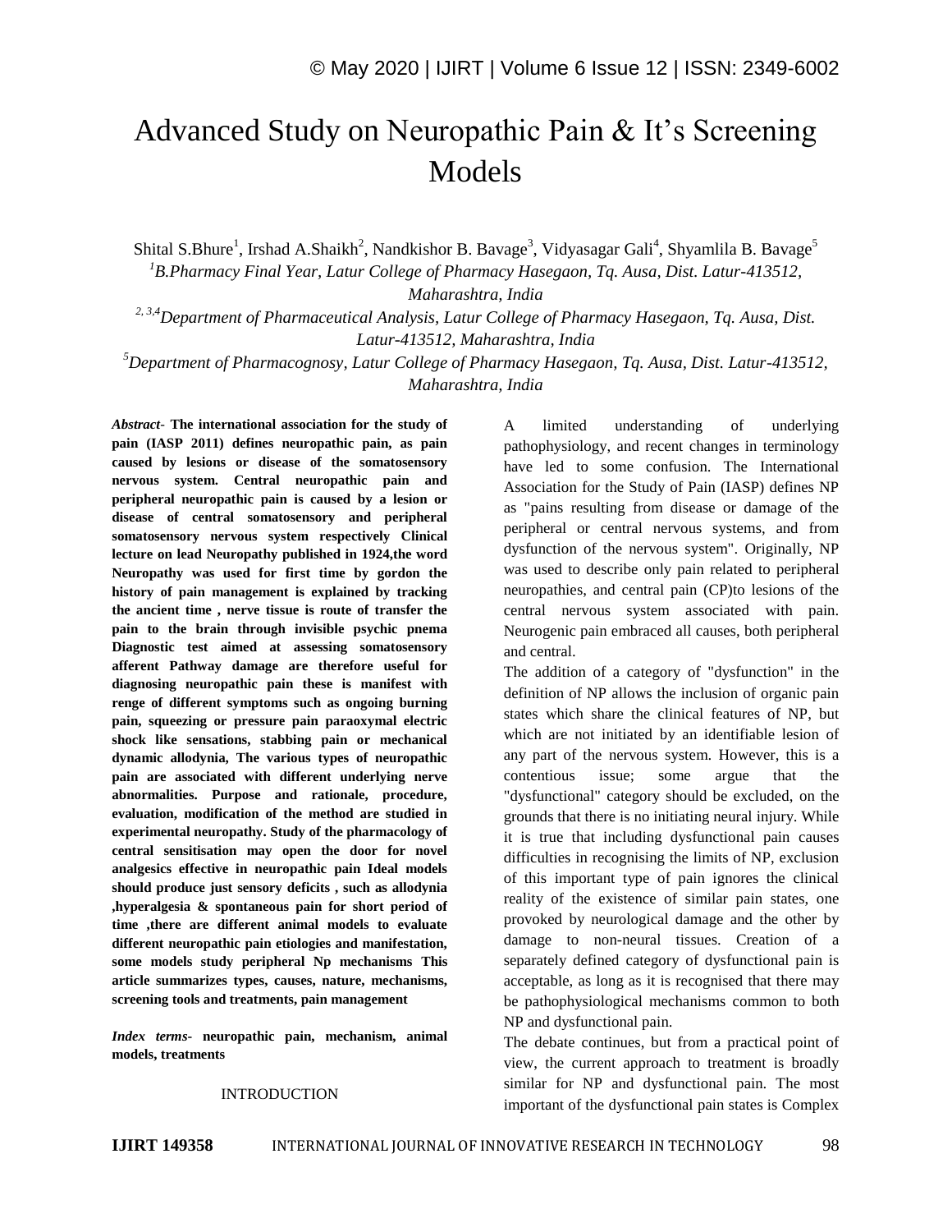# Advanced Study on Neuropathic Pain & It's Screening Models

Shital S.Bhure[1], Irshad A.Shaikh[2], Nandkishor B. Bavage[3], Vidyasagar Gali[4], Shyamlila B. Bavage[5]

*[1]B.Pharmacy Final Year, Latur College of Pharmacy Hasegaon, Tq. Ausa, Dist. Latur-413512, Maharashtra, India*

*[2, 3,4]Department of Pharmaceutical Analysis, Latur College of Pharmacy Hasegaon, Tq. Ausa, Dist. Latur-413512, Maharashtra, India*

*[5]Department of Pharmacognosy, Latur College of Pharmacy Hasegaon, Tq. Ausa, Dist. Latur-413512, Maharashtra, India*

***Abstract-*** **The international association for the study of pain (IASP 2011) defines neuropathic pain, as pain caused by lesions or disease of the somatosensory nervous system. Central neuropathic pain and peripheral neuropathic pain is caused by a lesion or disease of central somatosensory and peripheral somatosensory nervous system respectively Clinical lecture on lead Neuropathy published in 1924,the word Neuropathy was used for first time by gordon the history of pain management is explained by tracking the ancient time , nerve tissue is route of transfer the pain to the brain through invisible psychic pnema Diagnostic test aimed at assessing somatosensory afferent Pathway damage are therefore useful for diagnosing neuropathic pain these is manifest with renge of different symptoms such as ongoing burning pain, squeezing or pressure pain paraoxymal electric shock like sensations, stabbing pain or mechanical dynamic allodynia, The various types of neuropathic pain are associated with different underlying nerve abnormalities. Purpose and rationale, procedure, evaluation, modification of the method are studied in experimental neuropathy. Study of the pharmacology of central sensitisation may open the door for novel analgesics effective in neuropathic pain Ideal models should produce just sensory deficits , such as allodynia ,hyperalgesia & spontaneous pain for short period of time ,there are different animal models to evaluate different neuropathic pain etiologies and manifestation, some models study peripheral Np mechanisms This article summarizes types, causes, nature, mechanisms, screening tools and treatments, pain management**

***Index terms-*** **neuropathic pain, mechanism, animal models, treatments**

## INTRODUCTION

A limited understanding of underlying pathophysiology, and recent changes in terminology have led to some confusion. The International Association for the Study of Pain (IASP) defines NP as "pains resulting from disease or damage of the peripheral or central nervous systems, and from dysfunction of the nervous system". Originally, NP was used to describe only pain related to peripheral neuropathies, and central pain (CP)to lesions of the central nervous system associated with pain. Neurogenic pain embraced all causes, both peripheral and central.

The addition of a category of "dysfunction" in the definition of NP allows the inclusion of organic pain states which share the clinical features of NP, but which are not initiated by an identifiable lesion of any part of the nervous system. However, this is a contentious issue; some argue that the "dysfunctional" category should be excluded, on the grounds that there is no initiating neural injury. While it is true that including dysfunctional pain causes difficulties in recognising the limits of NP, exclusion of this important type of pain ignores the clinical reality of the existence of similar pain states, one provoked by neurological damage and the other by damage to non-neural tissues. Creation of a separately defined category of dysfunctional pain is acceptable, as long as it is recognised that there may be pathophysiological mechanisms common to both NP and dysfunctional pain.

The debate continues, but from a practical point of view, the current approach to treatment is broadly similar for NP and dysfunctional pain. The most important of the dysfunctional pain states is Complex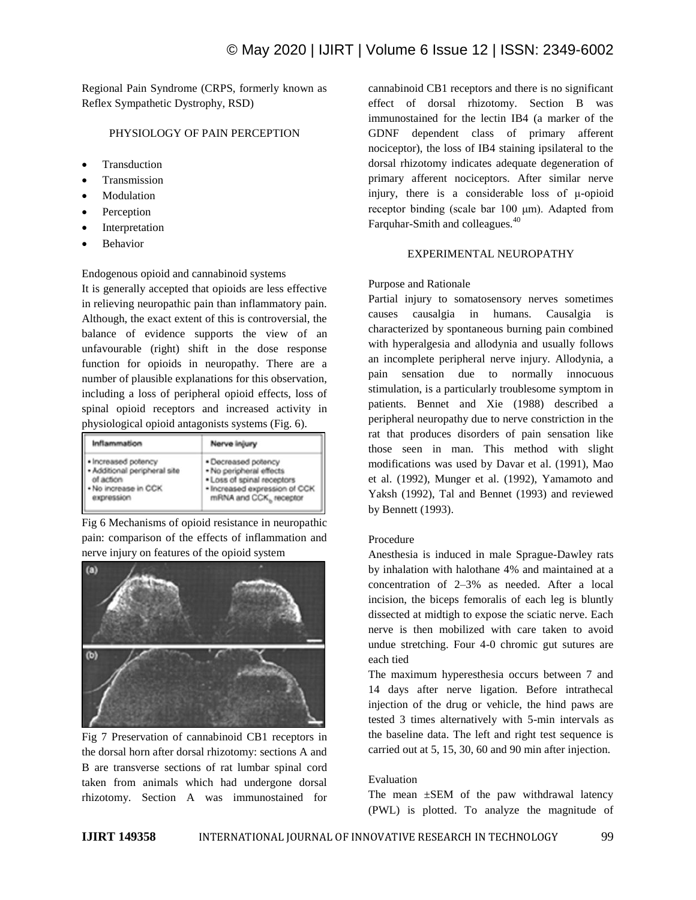Regional Pain Syndrome (CRPS, formerly known as Reflex Sympathetic Dystrophy, RSD)

## PHYSIOLOGY OF PAIN PERCEPTION

- Transduction
- Transmission
- Modulation
- Perception
- Interpretation
- Behavior

### Endogenous opioid and cannabinoid systems

It is generally accepted that opioids are less effective in relieving neuropathic pain than inflammatory pain. Although, the exact extent of this is controversial, the balance of evidence supports the view of an unfavourable (right) shift in the dose response function for opioids in neuropathy. There are a number of plausible explanations for this observation, including a loss of peripheral opioid effects, loss of spinal opioid receptors and increased activity in physiological opioid antagonists systems (Fig. 6).

| Inflammation | Nerve injury |
|---|---|
| • Increased potency<br>• Additional peripheral site of action<br>• No increase in CCK expression | • Decreased potency<br>• No peripheral effects<br>• Loss of spinal receptors<br>• Increased expression of CCK mRNA and $CCK_b$ receptor |

Fig 6 Mechanisms of opioid resistance in neuropathic pain: comparison of the effects of inflammation and nerve injury on features of the opioid system

Fig 7 Preservation of cannabinoid CB1 receptors in the dorsal horn after dorsal rhizotomy: sections A and B are transverse sections of rat lumbar spinal cord taken from animals which had undergone dorsal rhizotomy. Section A was immunostained for cannabinoid CB1 receptors and there is no significant effect of dorsal rhizotomy. Section B was immunostained for the lectin IB4 (a marker of the GDNF dependent class of primary afferent nociceptor), the loss of IB4 staining ipsilateral to the dorsal rhizotomy indicates adequate degeneration of primary afferent nociceptors. After similar nerve injury, there is a considerable loss of μ-opioid receptor binding (scale bar 100 μm). Adapted from Farquhar-Smith and colleagues.[40]

## EXPERIMENTAL NEUROPATHY

### Purpose and Rationale

Partial injury to somatosensory nerves sometimes causes causalgia in humans. Causalgia is characterized by spontaneous burning pain combined with hyperalgesia and allodynia and usually follows an incomplete peripheral nerve injury. Allodynia, a pain sensation due to normally innocuous stimulation, is a particularly troublesome symptom in patients. Bennet and Xie (1988) described a peripheral neuropathy due to nerve constriction in the rat that produces disorders of pain sensation like those seen in man. This method with slight modifications was used by Davar et al. (1991), Mao et al. (1992), Munger et al. (1992), Yamamoto and Yaksh (1992), Tal and Bennet (1993) and reviewed by Bennett (1993).

### Procedure

Anesthesia is induced in male Sprague-Dawley rats by inhalation with halothane 4% and maintained at a concentration of 2–3% as needed. After a local incision, the biceps femoralis of each leg is bluntly dissected at midtigh to expose the sciatic nerve. Each nerve is then mobilized with care taken to avoid undue stretching. Four 4-0 chromic gut sutures are each tied

The maximum hyperesthesia occurs between 7 and 14 days after nerve ligation. Before intrathecal injection of the drug or vehicle, the hind paws are tested 3 times alternatively with 5-min intervals as the baseline data. The left and right test sequence is carried out at 5, 15, 30, 60 and 90 min after injection.

### Evaluation

The mean ±SEM of the paw withdrawal latency (PWL) is plotted. To analyze the magnitude of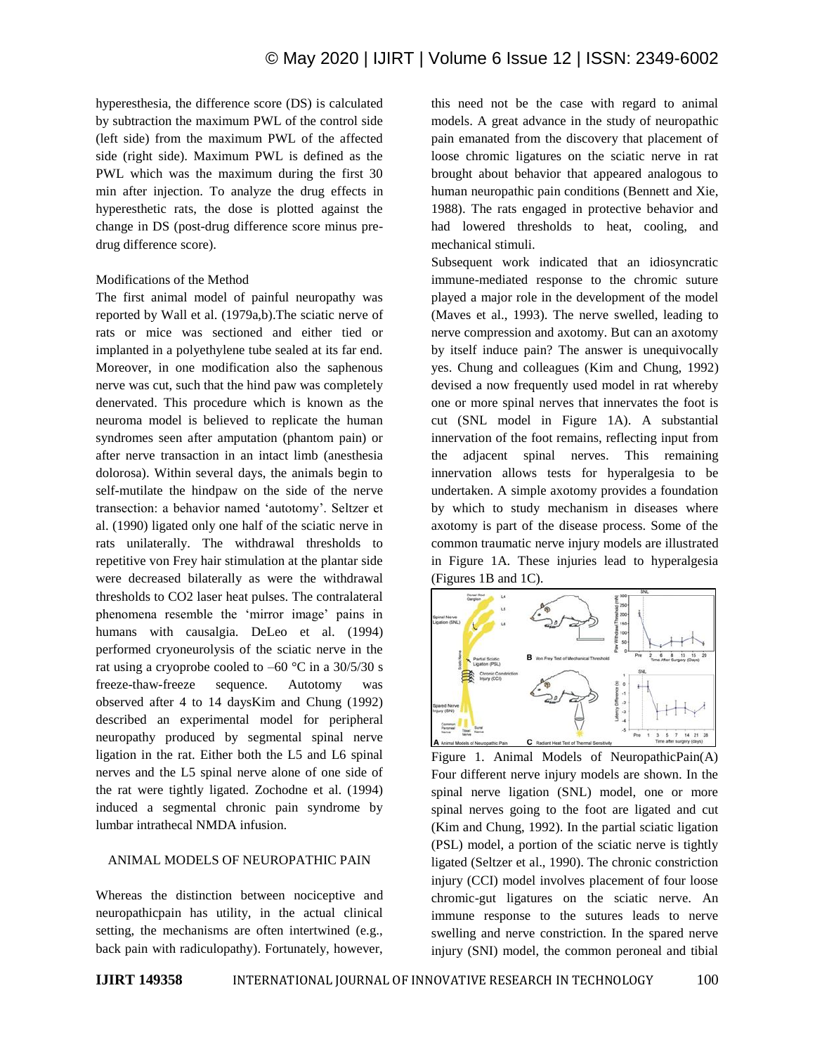hyperesthesia, the difference score (DS) is calculated by subtraction the maximum PWL of the control side (left side) from the maximum PWL of the affected side (right side). Maximum PWL is defined as the PWL which was the maximum during the first 30 min after injection. To analyze the drug effects in hyperesthetic rats, the dose is plotted against the change in DS (post-drug difference score minus pre-drug difference score).

Modifications of the Method

The first animal model of painful neuropathy was reported by Wall et al. (1979a,b).The sciatic nerve of rats or mice was sectioned and either tied or implanted in a polyethylene tube sealed at its far end. Moreover, in one modification also the saphenous nerve was cut, such that the hind paw was completely denervated. This procedure which is known as the neuroma model is believed to replicate the human syndromes seen after amputation (phantom pain) or after nerve transaction in an intact limb (anesthesia dolorosa). Within several days, the animals begin to self-mutilate the hindpaw on the side of the nerve transection: a behavior named 'autotomy'. Seltzer et al. (1990) ligated only one half of the sciatic nerve in rats unilaterally. The withdrawal thresholds to repetitive von Frey hair stimulation at the plantar side were decreased bilaterally as were the withdrawal thresholds to CO2 laser heat pulses. The contralateral phenomena resemble the 'mirror image' pains in humans with causalgia. DeLeo et al. (1994) performed cryoneurolysis of the sciatic nerve in the rat using a cryoprobe cooled to –60 °C in a 30/5/30 s freeze-thaw-freeze sequence. Autotomy was observed after 4 to 14 daysKim and Chung (1992) described an experimental model for peripheral neuropathy produced by segmental spinal nerve ligation in the rat. Either both the L5 and L6 spinal nerves and the L5 spinal nerve alone of one side of the rat were tightly ligated. Zochodne et al. (1994) induced a segmental chronic pain syndrome by lumbar intrathecal NMDA infusion.

## ANIMAL MODELS OF NEUROPATHIC PAIN

Whereas the distinction between nociceptive and neuropathicpain has utility, in the actual clinical setting, the mechanisms are often intertwined (e.g., back pain with radiculopathy). Fortunately, however, this need not be the case with regard to animal models. A great advance in the study of neuropathic pain emanated from the discovery that placement of loose chromic ligatures on the sciatic nerve in rat brought about behavior that appeared analogous to human neuropathic pain conditions (Bennett and Xie, 1988). The rats engaged in protective behavior and had lowered thresholds to heat, cooling, and mechanical stimuli.

Subsequent work indicated that an idiosyncratic immune-mediated response to the chromic suture played a major role in the development of the model (Maves et al., 1993). The nerve swelled, leading to nerve compression and axotomy. But can an axotomy by itself induce pain? The answer is unequivocally yes. Chung and colleagues (Kim and Chung, 1992) devised a now frequently used model in rat whereby one or more spinal nerves that innervates the foot is cut (SNL model in Figure 1A). A substantial innervation of the foot remains, reflecting input from the adjacent spinal nerves. This remaining innervation allows tests for hyperalgesia to be undertaken. A simple axotomy provides a foundation by which to study mechanism in diseases where axotomy is part of the disease process. Some of the common traumatic nerve injury models are illustrated in Figure 1A. These injuries lead to hyperalgesia (Figures 1B and 1C).

Figure 1. Animal Models of NeuropathicPain(A) Four different nerve injury models are shown. In the spinal nerve ligation (SNL) model, one or more spinal nerves going to the foot are ligated and cut (Kim and Chung, 1992). In the partial sciatic ligation (PSL) model, a portion of the sciatic nerve is tightly ligated (Seltzer et al., 1990). The chronic constriction injury (CCI) model involves placement of four loose chromic-gut ligatures on the sciatic nerve. An immune response to the sutures leads to nerve swelling and nerve constriction. In the spared nerve injury (SNI) model, the common peroneal and tibial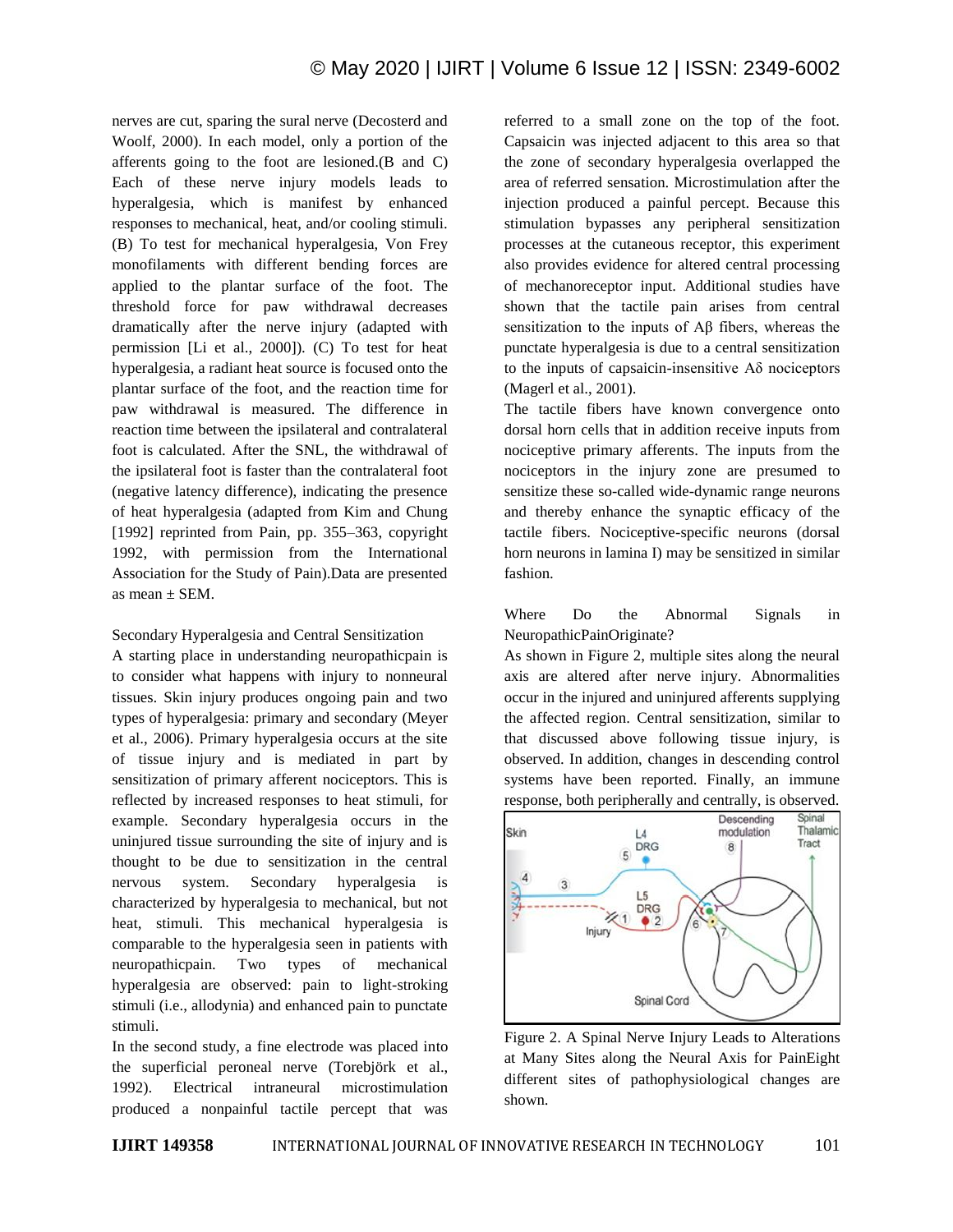nerves are cut, sparing the sural nerve (Decosterd and Woolf, 2000). In each model, only a portion of the afferents going to the foot are lesioned.(B and C) Each of these nerve injury models leads to hyperalgesia, which is manifest by enhanced responses to mechanical, heat, and/or cooling stimuli. (B) To test for mechanical hyperalgesia, Von Frey monofilaments with different bending forces are applied to the plantar surface of the foot. The threshold force for paw withdrawal decreases dramatically after the nerve injury (adapted with permission [Li et al., 2000]). (C) To test for heat hyperalgesia, a radiant heat source is focused onto the plantar surface of the foot, and the reaction time for paw withdrawal is measured. The difference in reaction time between the ipsilateral and contralateral foot is calculated. After the SNL, the withdrawal of the ipsilateral foot is faster than the contralateral foot (negative latency difference), indicating the presence of heat hyperalgesia (adapted from Kim and Chung [1992] reprinted from Pain, pp. 355–363, copyright 1992, with permission from the International Association for the Study of Pain).Data are presented as mean ± SEM.

## Secondary Hyperalgesia and Central Sensitization

A starting place in understanding neuropathicpain is to consider what happens with injury to nonneural tissues. Skin injury produces ongoing pain and two types of hyperalgesia: primary and secondary (Meyer et al., 2006). Primary hyperalgesia occurs at the site of tissue injury and is mediated in part by sensitization of primary afferent nociceptors. This is reflected by increased responses to heat stimuli, for example. Secondary hyperalgesia occurs in the uninjured tissue surrounding the site of injury and is thought to be due to sensitization in the central nervous system. Secondary hyperalgesia is characterized by hyperalgesia to mechanical, but not heat, stimuli. This mechanical hyperalgesia is comparable to the hyperalgesia seen in patients with neuropathicpain. Two types of mechanical hyperalgesia are observed: pain to light-stroking stimuli (i.e., allodynia) and enhanced pain to punctate stimuli.

In the second study, a fine electrode was placed into the superficial peroneal nerve (Torebjörk et al., 1992). Electrical intraneural microstimulation produced a nonpainful tactile percept that was referred to a small zone on the top of the foot. Capsaicin was injected adjacent to this area so that the zone of secondary hyperalgesia overlapped the area of referred sensation. Microstimulation after the injection produced a painful percept. Because this stimulation bypasses any peripheral sensitization processes at the cutaneous receptor, this experiment also provides evidence for altered central processing of mechanoreceptor input. Additional studies have shown that the tactile pain arises from central sensitization to the inputs of Aβ fibers, whereas the punctate hyperalgesia is due to a central sensitization to the inputs of capsaicin-insensitive Aδ nociceptors (Magerl et al., 2001).

The tactile fibers have known convergence onto dorsal horn cells that in addition receive inputs from nociceptive primary afferents. The inputs from the nociceptors in the injury zone are presumed to sensitize these so-called wide-dynamic range neurons and thereby enhance the synaptic efficacy of the tactile fibers. Nociceptive-specific neurons (dorsal horn neurons in lamina I) may be sensitized in similar fashion.

## Where Do the Abnormal Signals in NeuropathicPainOriginate?

As shown in Figure 2, multiple sites along the neural axis are altered after nerve injury. Abnormalities occur in the injured and uninjured afferents supplying the affected region. Central sensitization, similar to that discussed above following tissue injury, is observed. In addition, changes in descending control systems have been reported. Finally, an immune response, both peripherally and centrally, is observed.

Figure 2. A Spinal Nerve Injury Leads to Alterations at Many Sites along the Neural Axis for PainEight different sites of pathophysiological changes are shown.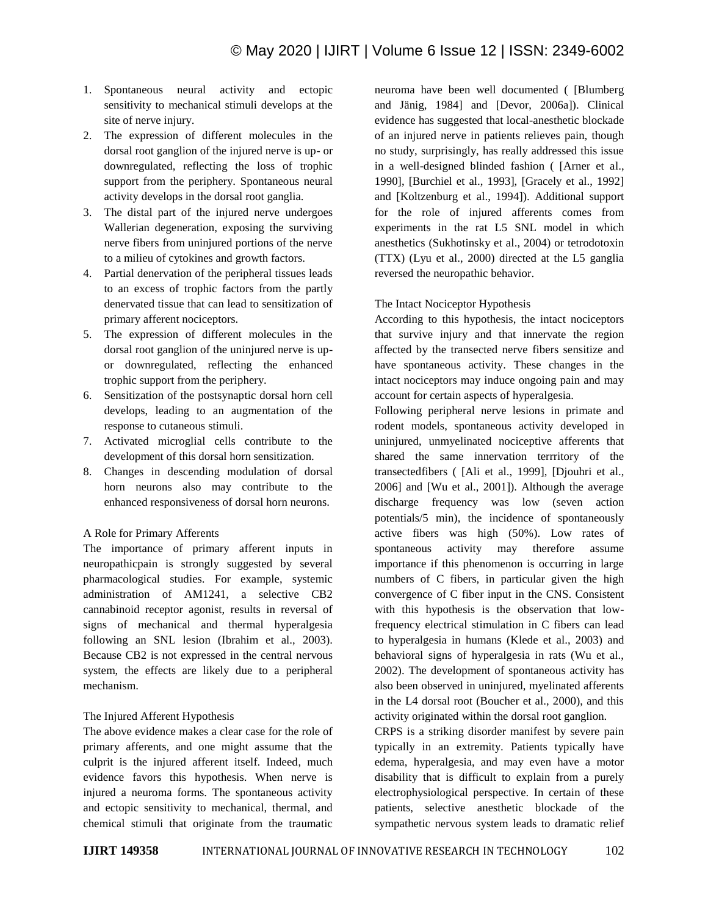1. Spontaneous neural activity and ectopic sensitivity to mechanical stimuli develops at the site of nerve injury.
2. The expression of different molecules in the dorsal root ganglion of the injured nerve is up- or downregulated, reflecting the loss of trophic support from the periphery. Spontaneous neural activity develops in the dorsal root ganglia.
3. The distal part of the injured nerve undergoes Wallerian degeneration, exposing the surviving nerve fibers from uninjured portions of the nerve to a milieu of cytokines and growth factors.
4. Partial denervation of the peripheral tissues leads to an excess of trophic factors from the partly denervated tissue that can lead to sensitization of primary afferent nociceptors.
5. The expression of different molecules in the dorsal root ganglion of the uninjured nerve is up- or downregulated, reflecting the enhanced trophic support from the periphery.
6. Sensitization of the postsynaptic dorsal horn cell develops, leading to an augmentation of the response to cutaneous stimuli.
7. Activated microglial cells contribute to the development of this dorsal horn sensitization.
8. Changes in descending modulation of dorsal horn neurons also may contribute to the enhanced responsiveness of dorsal horn neurons.

A Role for Primary Afferents

The importance of primary afferent inputs in neuropathicpain is strongly suggested by several pharmacological studies. For example, systemic administration of AM1241, a selective CB2 cannabinoid receptor agonist, results in reversal of signs of mechanical and thermal hyperalgesia following an SNL lesion (Ibrahim et al., 2003). Because CB2 is not expressed in the central nervous system, the effects are likely due to a peripheral mechanism.

The Injured Afferent Hypothesis

The above evidence makes a clear case for the role of primary afferents, and one might assume that the culprit is the injured afferent itself. Indeed, much evidence favors this hypothesis. When nerve is injured a neuroma forms. The spontaneous activity and ectopic sensitivity to mechanical, thermal, and chemical stimuli that originate from the traumatic neuroma have been well documented ( [Blumberg and Jänig, 1984] and [Devor, 2006a]). Clinical evidence has suggested that local-anesthetic blockade of an injured nerve in patients relieves pain, though no study, surprisingly, has really addressed this issue in a well-designed blinded fashion ( [Arner et al., 1990], [Burchiel et al., 1993], [Gracely et al., 1992] and [Koltzenburg et al., 1994]). Additional support for the role of injured afferents comes from experiments in the rat L5 SNL model in which anesthetics (Sukhotinsky et al., 2004) or tetrodotoxin (TTX) (Lyu et al., 2000) directed at the L5 ganglia reversed the neuropathic behavior.

The Intact Nociceptor Hypothesis

According to this hypothesis, the intact nociceptors that survive injury and that innervate the region affected by the transected nerve fibers sensitize and have spontaneous activity. These changes in the intact nociceptors may induce ongoing pain and may account for certain aspects of hyperalgesia.

Following peripheral nerve lesions in primate and rodent models, spontaneous activity developed in uninjured, unmyelinated nociceptive afferents that shared the same innervation terrritory of the transectedfibers ( [Ali et al., 1999], [Djouhri et al., 2006] and [Wu et al., 2001]). Although the average discharge frequency was low (seven action potentials/5 min), the incidence of spontaneously active fibers was high (50%). Low rates of spontaneous activity may therefore assume importance if this phenomenon is occurring in large numbers of C fibers, in particular given the high convergence of C fiber input in the CNS. Consistent with this hypothesis is the observation that low-frequency electrical stimulation in C fibers can lead to hyperalgesia in humans (Klede et al., 2003) and behavioral signs of hyperalgesia in rats (Wu et al., 2002). The development of spontaneous activity has also been observed in uninjured, myelinated afferents in the L4 dorsal root (Boucher et al., 2000), and this activity originated within the dorsal root ganglion.

CRPS is a striking disorder manifest by severe pain typically in an extremity. Patients typically have edema, hyperalgesia, and may even have a motor disability that is difficult to explain from a purely electrophysiological perspective. In certain of these patients, selective anesthetic blockade of the sympathetic nervous system leads to dramatic relief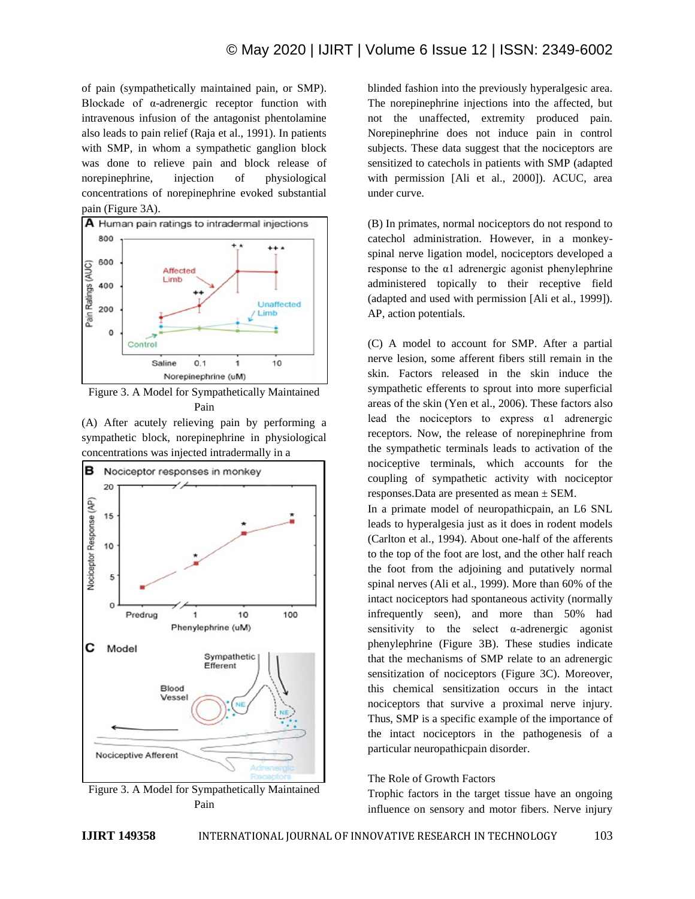of pain (sympathetically maintained pain, or SMP). Blockade of α-adrenergic receptor function with intravenous infusion of the antagonist phentolamine also leads to pain relief (Raja et al., 1991). In patients with SMP, in whom a sympathetic ganglion block was done to relieve pain and block release of norepinephrine, injection of physiological concentrations of norepinephrine evoked substantial pain (Figure 3A).

Figure 3. A Model for Sympathetically Maintained Pain

(A) After acutely relieving pain by performing a sympathetic block, norepinephrine in physiological concentrations was injected intradermally in a

Figure 3. A Model for Sympathetically Maintained Pain

blinded fashion into the previously hyperalgesic area. The norepinephrine injections into the affected, but not the unaffected, extremity produced pain. Norepinephrine does not induce pain in control subjects. These data suggest that the nociceptors are sensitized to catechols in patients with SMP (adapted with permission [Ali et al., 2000]). ACUC, area under curve.

(B) In primates, normal nociceptors do not respond to catechol administration. However, in a monkey-spinal nerve ligation model, nociceptors developed a response to the α1 adrenergic agonist phenylephrine administered topically to their receptive field (adapted and used with permission [Ali et al., 1999]). AP, action potentials.

(C) A model to account for SMP. After a partial nerve lesion, some afferent fibers still remain in the skin. Factors released in the skin induce the sympathetic efferents to sprout into more superficial areas of the skin (Yen et al., 2006). These factors also lead the nociceptors to express α1 adrenergic receptors. Now, the release of norepinephrine from the sympathetic terminals leads to activation of the nociceptive terminals, which accounts for the coupling of sympathetic activity with nociceptor responses.Data are presented as mean ± SEM.

In a primate model of neuropathicpain, an L6 SNL leads to hyperalgesia just as it does in rodent models (Carlton et al., 1994). About one-half of the afferents to the top of the foot are lost, and the other half reach the foot from the adjoining and putatively normal spinal nerves (Ali et al., 1999). More than 60% of the intact nociceptors had spontaneous activity (normally infrequently seen), and more than 50% had sensitivity to the select α-adrenergic agonist phenylephrine (Figure 3B). These studies indicate that the mechanisms of SMP relate to an adrenergic sensitization of nociceptors (Figure 3C). Moreover, this chemical sensitization occurs in the intact nociceptors that survive a proximal nerve injury. Thus, SMP is a specific example of the importance of the intact nociceptors in the pathogenesis of a particular neuropathicpain disorder.

## The Role of Growth Factors

Trophic factors in the target tissue have an ongoing influence on sensory and motor fibers. Nerve injury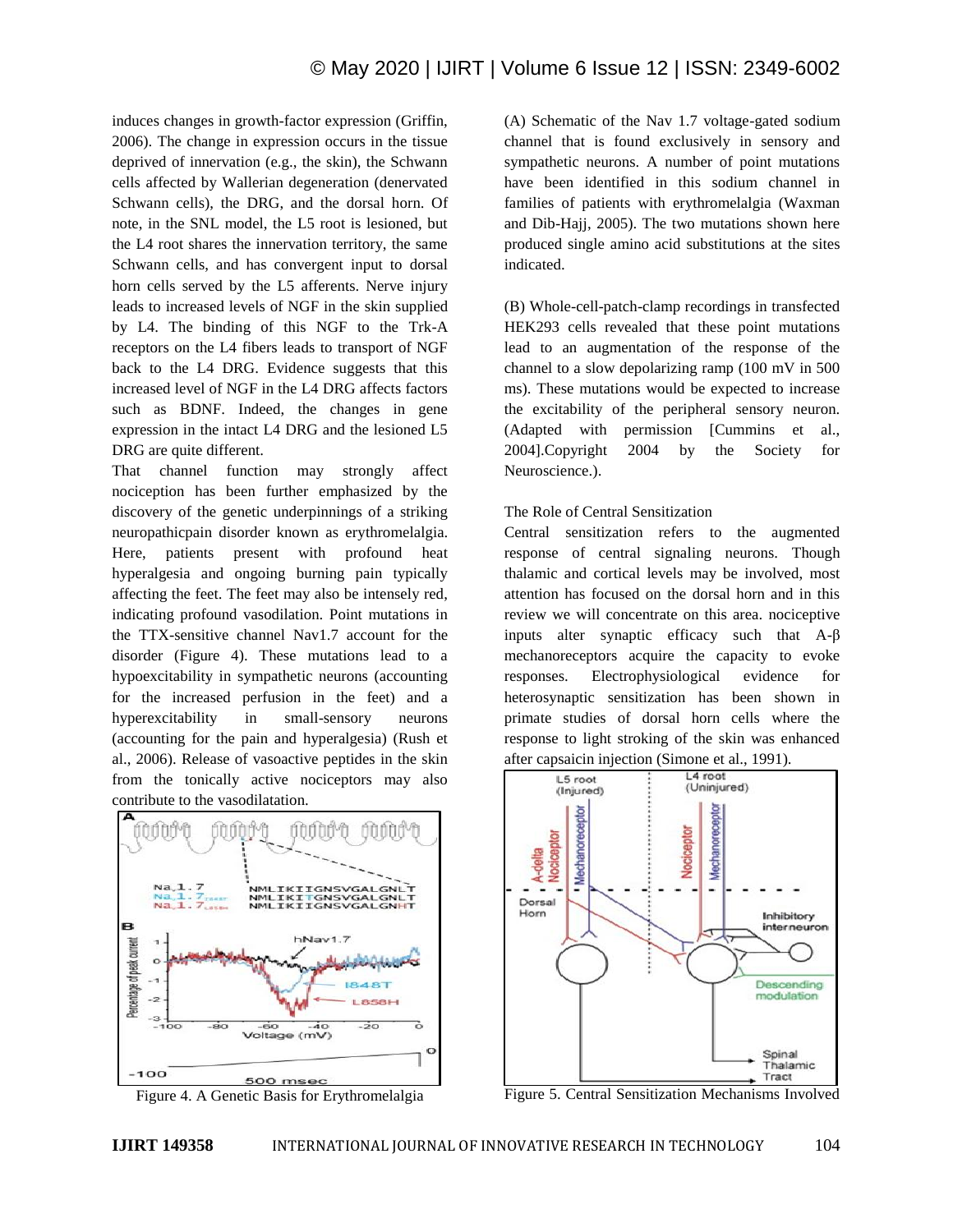induces changes in growth-factor expression (Griffin, 2006). The change in expression occurs in the tissue deprived of innervation (e.g., the skin), the Schwann cells affected by Wallerian degeneration (denervated Schwann cells), the DRG, and the dorsal horn. Of note, in the SNL model, the L5 root is lesioned, but the L4 root shares the innervation territory, the same Schwann cells, and has convergent input to dorsal horn cells served by the L5 afferents. Nerve injury leads to increased levels of NGF in the skin supplied by L4. The binding of this NGF to the Trk-A receptors on the L4 fibers leads to transport of NGF back to the L4 DRG. Evidence suggests that this increased level of NGF in the L4 DRG affects factors such as BDNF. Indeed, the changes in gene expression in the intact L4 DRG and the lesioned L5 DRG are quite different.

That channel function may strongly affect nociception has been further emphasized by the discovery of the genetic underpinnings of a striking neuropathicpain disorder known as erythromelalgia. Here, patients present with profound heat hyperalgesia and ongoing burning pain typically affecting the feet. The feet may also be intensely red, indicating profound vasodilation. Point mutations in the TTX-sensitive channel Nav1.7 account for the disorder (Figure 4). These mutations lead to a hypoexcitability in sympathetic neurons (accounting for the increased perfusion in the feet) and a hyperexcitability in small-sensory neurons (accounting for the pain and hyperalgesia) (Rush et al., 2006). Release of vasoactive peptides in the skin from the tonically active nociceptors may also contribute to the vasodilatation.

Figure 4. A Genetic Basis for Erythromelalgia

(A) Schematic of the Nav 1.7 voltage-gated sodium channel that is found exclusively in sensory and sympathetic neurons. A number of point mutations have been identified in this sodium channel in families of patients with erythromelalgia (Waxman and Dib-Hajj, 2005). The two mutations shown here produced single amino acid substitutions at the sites indicated.

(B) Whole-cell-patch-clamp recordings in transfected HEK293 cells revealed that these point mutations lead to an augmentation of the response of the channel to a slow depolarizing ramp (100 mV in 500 ms). These mutations would be expected to increase the excitability of the peripheral sensory neuron. (Adapted with permission [Cummins et al., 2004].Copyright 2004 by the Society for Neuroscience.).

The Role of Central Sensitization

Central sensitization refers to the augmented response of central signaling neurons. Though thalamic and cortical levels may be involved, most attention has focused on the dorsal horn and in this review we will concentrate on this area. nociceptive inputs alter synaptic efficacy such that A-β mechanoreceptors acquire the capacity to evoke responses. Electrophysiological evidence for heterosynaptic sensitization has been shown in primate studies of dorsal horn cells where the response to light stroking of the skin was enhanced after capsaicin injection (Simone et al., 1991).

Figure 5. Central Sensitization Mechanisms Involved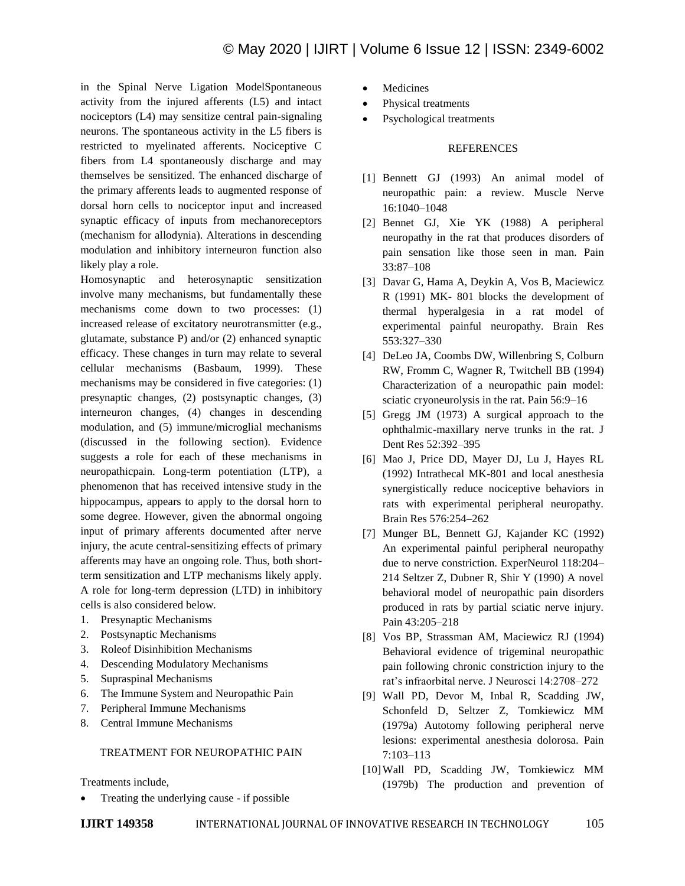in the Spinal Nerve Ligation ModelSpontaneous activity from the injured afferents (L5) and intact nociceptors (L4) may sensitize central pain-signaling neurons. The spontaneous activity in the L5 fibers is restricted to myelinated afferents. Nociceptive C fibers from L4 spontaneously discharge and may themselves be sensitized. The enhanced discharge of the primary afferents leads to augmented response of dorsal horn cells to nociceptor input and increased synaptic efficacy of inputs from mechanoreceptors (mechanism for allodynia). Alterations in descending modulation and inhibitory interneuron function also likely play a role.

Homosynaptic and heterosynaptic sensitization involve many mechanisms, but fundamentally these mechanisms come down to two processes: (1) increased release of excitatory neurotransmitter (e.g., glutamate, substance P) and/or (2) enhanced synaptic efficacy. These changes in turn may relate to several cellular mechanisms (Basbaum, 1999). These mechanisms may be considered in five categories: (1) presynaptic changes, (2) postsynaptic changes, (3) interneuron changes, (4) changes in descending modulation, and (5) immune/microglial mechanisms (discussed in the following section). Evidence suggests a role for each of these mechanisms in neuropathicpain. Long-term potentiation (LTP), a phenomenon that has received intensive study in the hippocampus, appears to apply to the dorsal horn to some degree. However, given the abnormal ongoing input of primary afferents documented after nerve injury, the acute central-sensitizing effects of primary afferents may have an ongoing role. Thus, both short-term sensitization and LTP mechanisms likely apply. A role for long-term depression (LTD) in inhibitory cells is also considered below.

1. Presynaptic Mechanisms
2. Postsynaptic Mechanisms
3. Roleof Disinhibition Mechanisms
4. Descending Modulatory Mechanisms
5. Supraspinal Mechanisms
6. The Immune System and Neuropathic Pain
7. Peripheral Immune Mechanisms
8. Central Immune Mechanisms

## TREATMENT FOR NEUROPATHIC PAIN

Treatments include,

- Treating the underlying cause - if possible
- Medicines
- Physical treatments
- Psychological treatments

## REFERENCES

[1] Bennett GJ (1993) An animal model of neuropathic pain: a review. Muscle Nerve 16:1040–1048

[2] Bennet GJ, Xie YK (1988) A peripheral neuropathy in the rat that produces disorders of pain sensation like those seen in man. Pain 33:87–108

[3] Davar G, Hama A, Deykin A, Vos B, Maciewicz R (1991) MK- 801 blocks the development of thermal hyperalgesia in a rat model of experimental painful neuropathy. Brain Res 553:327–330

[4] DeLeo JA, Coombs DW, Willenbring S, Colburn RW, Fromm C, Wagner R, Twitchell BB (1994) Characterization of a neuropathic pain model: sciatic cryoneurolysis in the rat. Pain 56:9–16

[5] Gregg JM (1973) A surgical approach to the ophthalmic-maxillary nerve trunks in the rat. J Dent Res 52:392–395

[6] Mao J, Price DD, Mayer DJ, Lu J, Hayes RL (1992) Intrathecal MK-801 and local anesthesia synergistically reduce nociceptive behaviors in rats with experimental peripheral neuropathy. Brain Res 576:254–262

[7] Munger BL, Bennett GJ, Kajander KC (1992) An experimental painful peripheral neuropathy due to nerve constriction. ExperNeurol 118:204–214 Seltzer Z, Dubner R, Shir Y (1990) A novel behavioral model of neuropathic pain disorders produced in rats by partial sciatic nerve injury. Pain 43:205–218

[8] Vos BP, Strassman AM, Maciewicz RJ (1994) Behavioral evidence of trigeminal neuropathic pain following chronic constriction injury to the rat's infraorbital nerve. J Neurosci 14:2708–272

[9] Wall PD, Devor M, Inbal R, Scadding JW, Schonfeld D, Seltzer Z, Tomkiewicz MM (1979a) Autotomy following peripheral nerve lesions: experimental anesthesia dolorosa. Pain 7:103–113

[10] Wall PD, Scadding JW, Tomkiewicz MM (1979b) The production and prevention of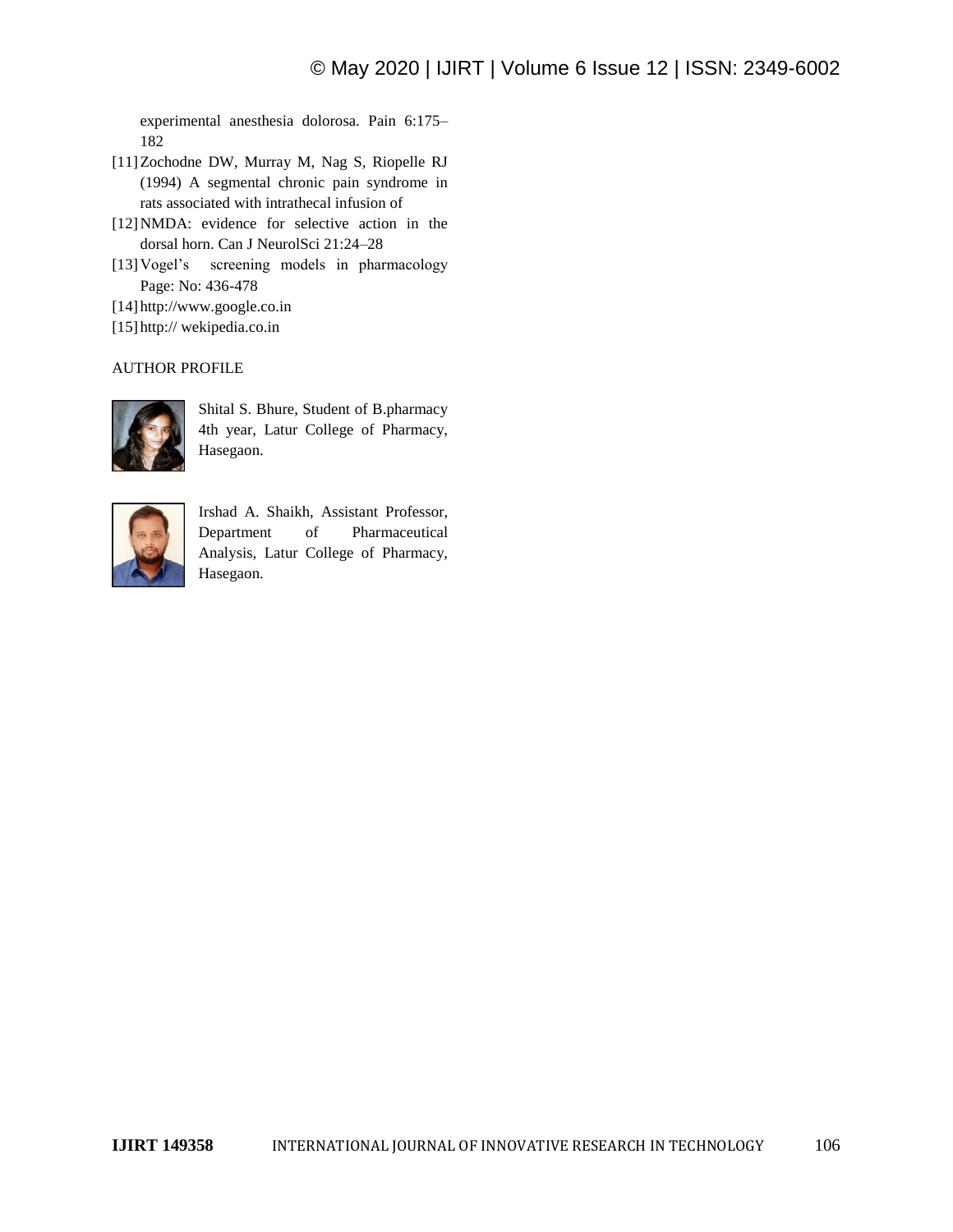experimental anesthesia dolorosa. Pain 6:175–182

[11] Zochodne DW, Murray M, Nag S, Riopelle RJ (1994) A segmental chronic pain syndrome in rats associated with intrathecal infusion of

[12] NMDA: evidence for selective action in the dorsal horn. Can J NeurolSci 21:24–28

[13] Vogel's screening models in pharmacology Page: No: 436-478

[14] http://www.google.co.in

[15] http:// wekipedia.co.in

AUTHOR PROFILE

Shital S. Bhure, Student of B.pharmacy 4th year, Latur College of Pharmacy, Hasegaon.

Irshad A. Shaikh, Assistant Professor, Department of Pharmaceutical Analysis, Latur College of Pharmacy, Hasegaon.